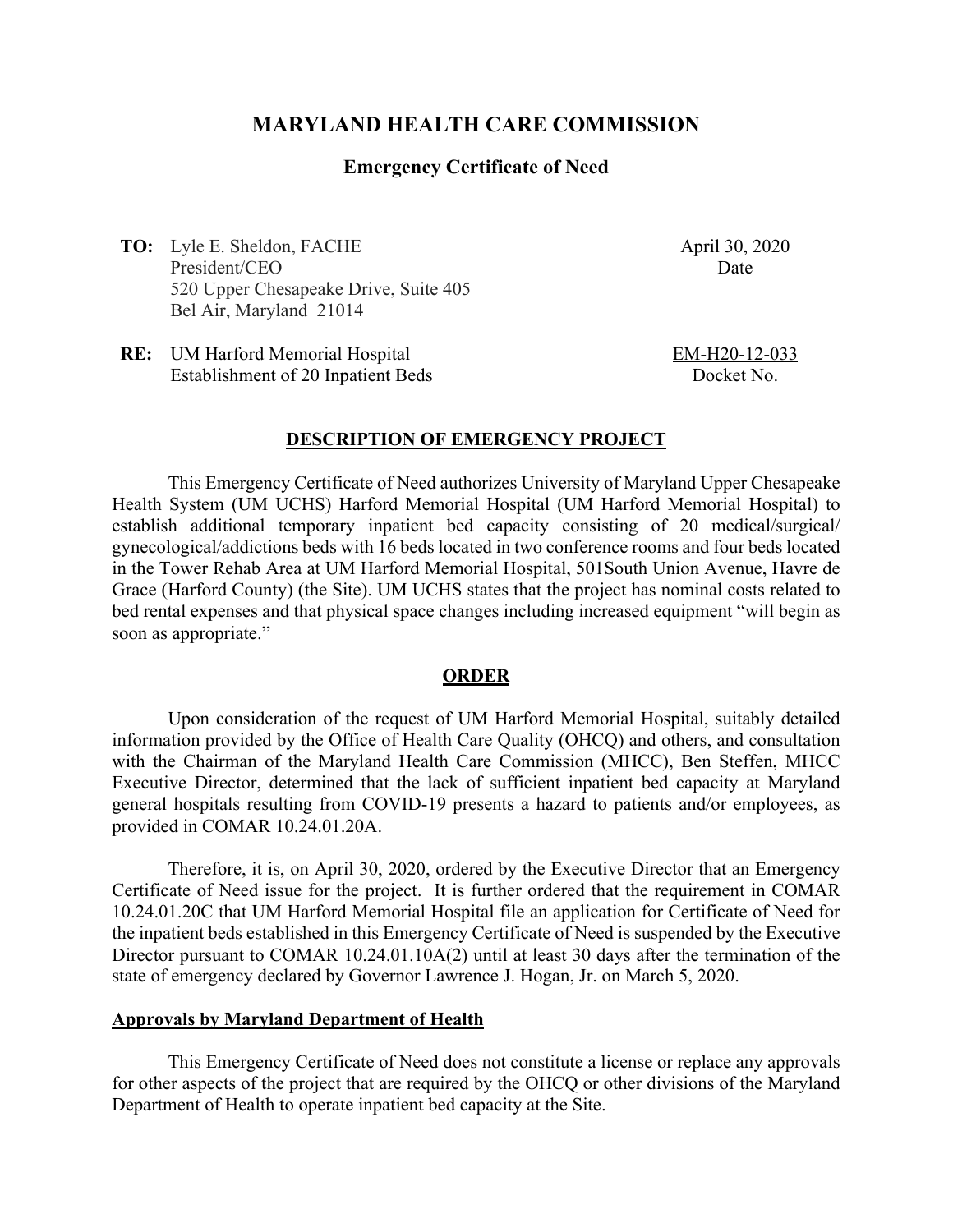# MARYLAND HEALTH CARE COMMISSION

## Emergency Certificate of Need

**TO:** Lyle E. Sheldon, FACHE
President/CEO
520 Upper Chesapeake Drive, Suite 405
Bel Air, Maryland 21014

April 30, 2020
Date

**RE:** UM Harford Memorial Hospital
Establishment of 20 Inpatient Beds

EM-H20-12-033
Docket No.

### DESCRIPTION OF EMERGENCY PROJECT

This Emergency Certificate of Need authorizes University of Maryland Upper Chesapeake Health System (UM UCHS) Harford Memorial Hospital (UM Harford Memorial Hospital) to establish additional temporary inpatient bed capacity consisting of 20 medical/surgical/ gynecological/addictions beds with 16 beds located in two conference rooms and four beds located in the Tower Rehab Area at UM Harford Memorial Hospital, 501South Union Avenue, Havre de Grace (Harford County) (the Site). UM UCHS states that the project has nominal costs related to bed rental expenses and that physical space changes including increased equipment "will begin as soon as appropriate."

### ORDER

Upon consideration of the request of UM Harford Memorial Hospital, suitably detailed information provided by the Office of Health Care Quality (OHCQ) and others, and consultation with the Chairman of the Maryland Health Care Commission (MHCC), Ben Steffen, MHCC Executive Director, determined that the lack of sufficient inpatient bed capacity at Maryland general hospitals resulting from COVID-19 presents a hazard to patients and/or employees, as provided in COMAR 10.24.01.20A.

Therefore, it is, on April 30, 2020, ordered by the Executive Director that an Emergency Certificate of Need issue for the project. It is further ordered that the requirement in COMAR 10.24.01.20C that UM Harford Memorial Hospital file an application for Certificate of Need for the inpatient beds established in this Emergency Certificate of Need is suspended by the Executive Director pursuant to COMAR 10.24.01.10A(2) until at least 30 days after the termination of the state of emergency declared by Governor Lawrence J. Hogan, Jr. on March 5, 2020.

**Approvals by Maryland Department of Health**

This Emergency Certificate of Need does not constitute a license or replace any approvals for other aspects of the project that are required by the OHCQ or other divisions of the Maryland Department of Health to operate inpatient bed capacity at the Site.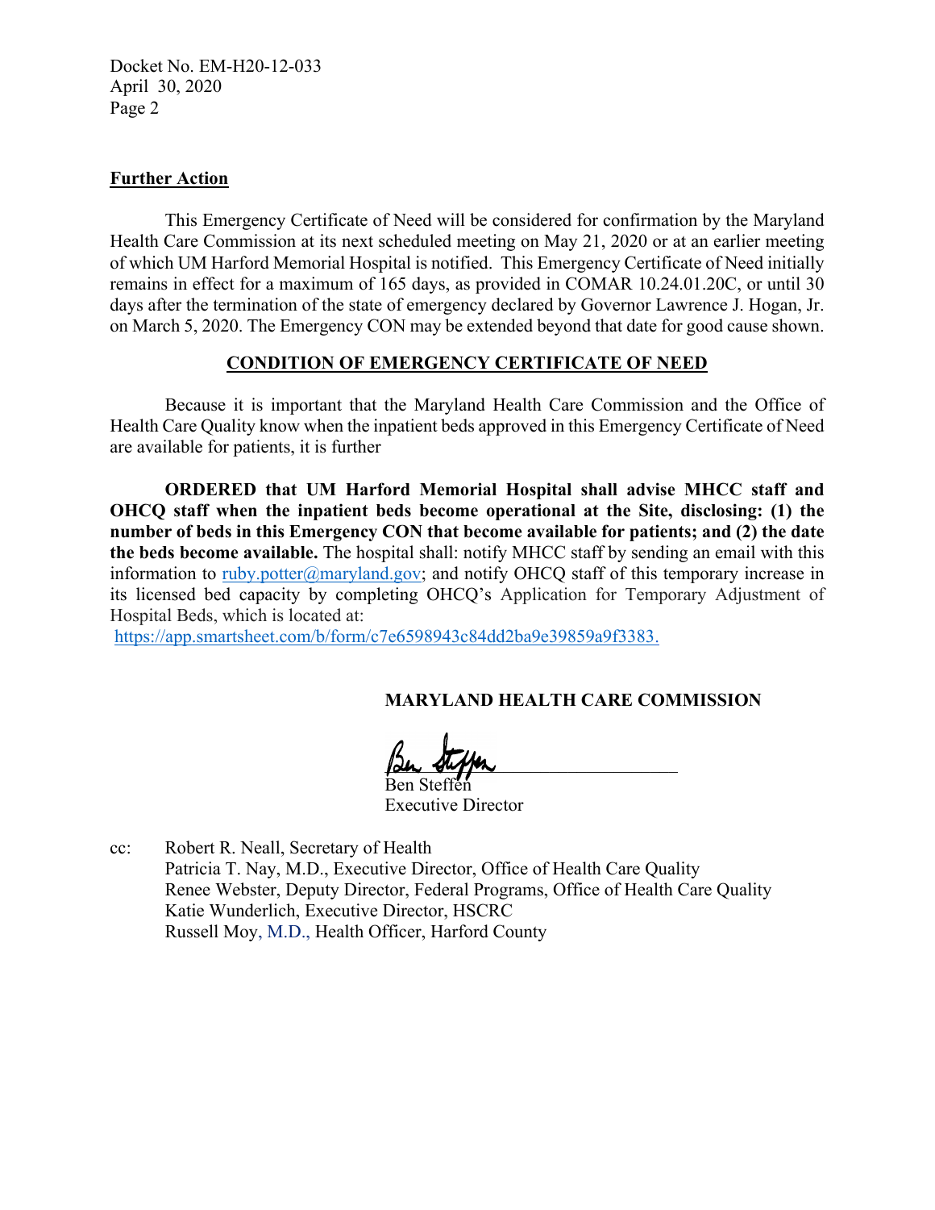## Further Action

This Emergency Certificate of Need will be considered for confirmation by the Maryland Health Care Commission at its next scheduled meeting on May 21, 2020 or at an earlier meeting of which UM Harford Memorial Hospital is notified. This Emergency Certificate of Need initially remains in effect for a maximum of 165 days, as provided in COMAR 10.24.01.20C, or until 30 days after the termination of the state of emergency declared by Governor Lawrence J. Hogan, Jr. on March 5, 2020. The Emergency CON may be extended beyond that date for good cause shown.

## CONDITION OF EMERGENCY CERTIFICATE OF NEED

Because it is important that the Maryland Health Care Commission and the Office of Health Care Quality know when the inpatient beds approved in this Emergency Certificate of Need are available for patients, it is further

**ORDERED that UM Harford Memorial Hospital shall advise MHCC staff and OHCQ staff when the inpatient beds become operational at the Site, disclosing: (1) the number of beds in this Emergency CON that become available for patients; and (2) the date the beds become available.** The hospital shall: notify MHCC staff by sending an email with this information to ruby.potter@maryland.gov; and notify OHCQ staff of this temporary increase in its licensed bed capacity by completing OHCQ's Application for Temporary Adjustment of Hospital Beds, which is located at:
https://app.smartsheet.com/b/form/c7e6598943c84dd2ba9e39859a9f3383.

**MARYLAND HEALTH CARE COMMISSION**

Ben Steffen
Executive Director

cc: Robert R. Neall, Secretary of Health
Patricia T. Nay, M.D., Executive Director, Office of Health Care Quality
Renee Webster, Deputy Director, Federal Programs, Office of Health Care Quality
Katie Wunderlich, Executive Director, HSCRC
Russell Moy, M.D., Health Officer, Harford County